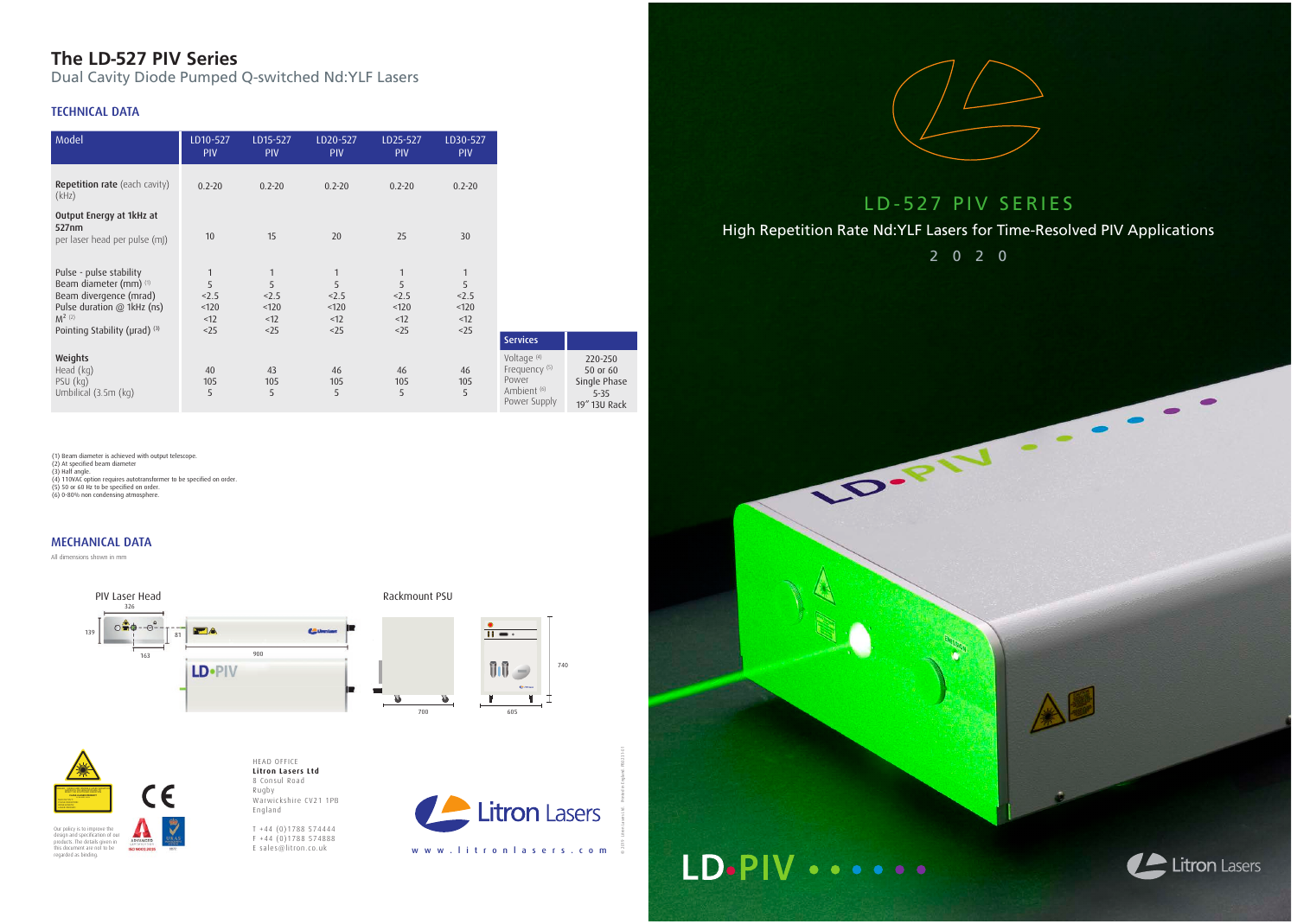# The LD-527 PIV Series

Dual Cavity Diode Pumped Q-switched Nd:YLF Lasers

## TECHNICAL DATA

| Model | LD10-527 PIV | LD15-527 PIV | LD20-527 PIV | LD25-527 PIV | LD30-527 PIV |
|---|---|---|---|---|---|
| **Repetition rate** (each cavity) (kHz) | 0.2-20 | 0.2-20 | 0.2-20 | 0.2-20 | 0.2-20 |
| **Output Energy at 1kHz at 527nm** per laser head per pulse (mJ) | 10 | 15 | 20 | 25 | 30 |
| Pulse - pulse stability | 1 | 1 | 1 | 1 | 1 |
| Beam diameter (mm) (1) | 5 | 5 | 5 | 5 | 5 |
| Beam divergence (mrad) | <2.5 | <2.5 | <2.5 | <2.5 | <2.5 |
| Pulse duration @ 1kHz (ns) | <120 | <120 | <120 | <120 | <120 |
| $M^2$ (2) | <12 | <12 | <12 | <12 | <12 |
| Pointing Stability (µrad) (3) | <25 | <25 | <25 | <25 | <25 |
| **Weights** | | | | | |
| Head (kg) | 40 | 43 | 46 | 46 | 46 |
| PSU (kg) | 105 | 105 | 105 | 105 | 105 |
| Umbilical (3.5m (kg) | 5 | 5 | 5 | 5 | 5 |

| Services | |
|---|---|
| Voltage (4) | 220-250 |
| Frequency (5) | 50 or 60 |
| Power | Single Phase |
| Ambient (6) | 5-35 |
| Power Supply | 19" 13U Rack |

(1) Beam diameter is achieved with output telescope.
(2) At specified beam diameter
(3) Half angle.
(4) 110VAC option requires autotransformer to be specified on order.
(5) 50 or 60 Hz to be specified on order.
(6) 0-80% non condensing atmosphere.

## MECHANICAL DATA

All dimensions shown in mm

PIV Laser Head

Rackmount PSU

Our policy is to improve the design and specification of our products. The details given in this document are not to be regarded as binding.

HEAD OFFICE
**Litron Lasers Ltd**
8 Consul Road
Rugby
Warwickshire CV21 1PB
England

T +44 (0)1788 574444
F +44 (0)1788 574888
E sales@litron.co.uk

Litron Lasers

www.litronlasers.com

# LD-527 PIV SERIES

High Repetition Rate Nd:YLF Lasers for Time-Resolved PIV Applications

2020

LD•PIV

Litron Lasers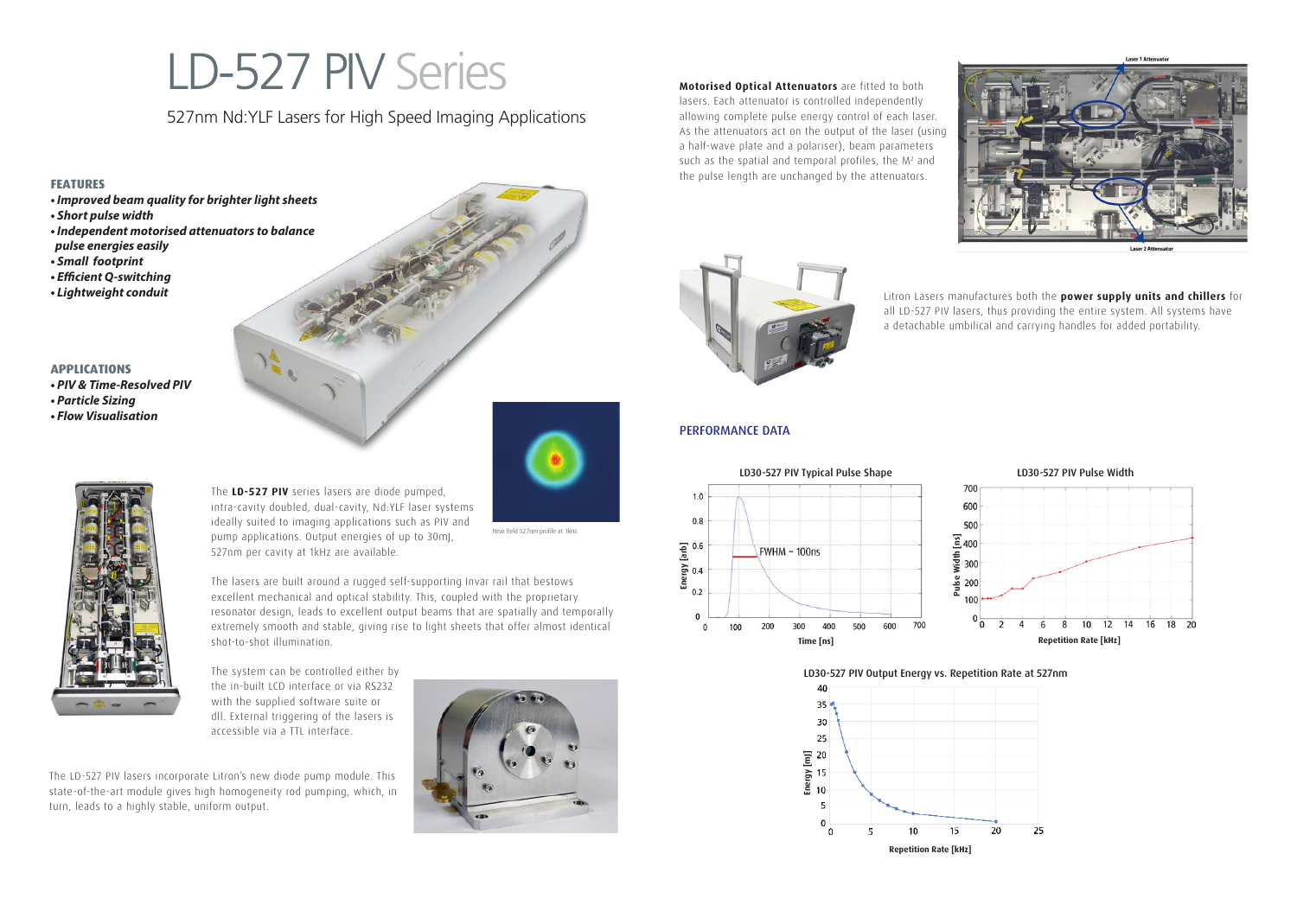# LD-527 PIV Series

527nm Nd:YLF Lasers for High Speed Imaging Applications

### FEATURES

- ***Improved beam quality for brighter light sheets***
- ***Short pulse width***
- ***Independent motorised attenuators to balance pulse energies easily***
- ***Small footprint***
- ***Efficient Q-switching***
- ***Lightweight conduit***

### APPLICATIONS

- ***PIV & Time-Resolved PIV***
- ***Particle Sizing***
- ***Flow Visualisation***

Near field 527nm profile at 1kHz.

The **LD-527 PIV** series lasers are diode pumped, intra-cavity doubled, dual-cavity, Nd:YLF laser systems ideally suited to imaging applications such as PIV and pump applications. Output energies of up to 30mJ, 527nm per cavity at 1kHz are available.

The lasers are built around a rugged self-supporting Invar rail that bestows excellent mechanical and optical stability. This, coupled with the proprietary resonator design, leads to excellent output beams that are spatially and temporally extremely smooth and stable, giving rise to light sheets that offer almost identical shot-to-shot illumination.

The system can be controlled either by the in-built LCD interface or via RS232 with the supplied software suite or dll. External triggering of the lasers is accessible via a TTL interface.

The LD-527 PIV lasers incorporate Litron's new diode pump module. This state-of-the-art module gives high homogeneity rod pumping, which, in turn, leads to a highly stable, uniform output.

**Motorised Optical Attenuators** are fitted to both lasers. Each attenuator is controlled independently allowing complete pulse energy control of each laser. As the attenuators act on the output of the laser (using a half-wave plate and a polariser), beam parameters such as the spatial and temporal profiles, the $M^2$ and the pulse length are unchanged by the attenuators.

Laser 1 Attenuator

Laser 2 Attenuator

Litron Lasers manufactures both the **power supply units and chillers** for all LD-527 PIV lasers, thus providing the entire system. All systems have a detachable umbilical and carrying handles for added portability.

## PERFORMANCE DATA

LD30-527 PIV Typical Pulse Shape

Energy [arb]

Time [ns]

FWHM ~ 100ns

0, 0.2, 0.4, 0.6, 0.8, 1.0

0, 100, 200, 300, 400, 500, 600, 700

LD30-527 PIV Pulse Width

Pulse Width [ns]

Repetition Rate [kHz]

0, 100, 200, 300, 400, 500, 600, 700

0, 2, 4, 6, 8, 10, 12, 14, 16, 18, 20

LD30-527 PIV Output Energy vs. Repetition Rate at 527nm

Energy [mJ]

Repetition Rate [kHz]

0, 5, 10, 15, 20, 25, 30, 35, 40

0, 5, 10, 15, 20, 25